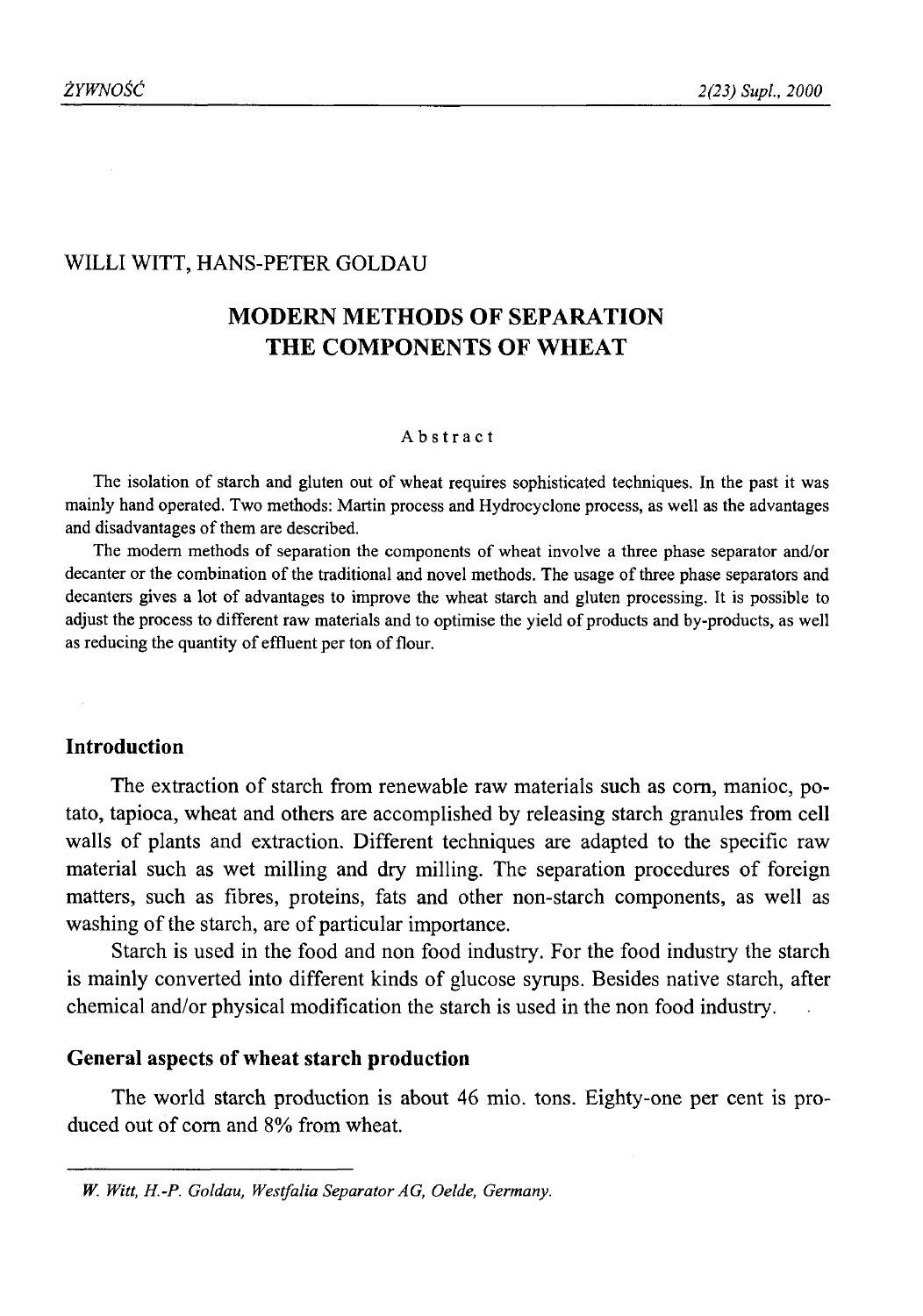WILLI WITT, HANS-PETER GOLDAU

# MODERN METHODS OF SEPARATION THE COMPONENTS OF WHEAT

Abstract

The isolation of starch and gluten out of wheat requires sophisticated techniques. In the past it was mainly hand operated. Two methods: Martin process and Hydrocyclone process, as well as the advantages and disadvantages of them are described.

The modern methods of separation the components of wheat involve a three phase separator and/or decanter or the combination of the traditional and novel methods. The usage of three phase separators and decanters gives a lot of advantages to improve the wheat starch and gluten processing. It is possible to adjust the process to different raw materials and to optimise the yield of products and by-products, as well as reducing the quantity of effluent per ton of flour.

## Introduction

The extraction of starch from renewable raw materials such as corn, manioc, potato, tapioca, wheat and others are accomplished by releasing starch granules from cell walls of plants and extraction. Different techniques are adapted to the specific raw material such as wet milling and dry milling. The separation procedures of foreign matters, such as fibres, proteins, fats and other non-starch components, as well as washing of the starch, are of particular importance.

Starch is used in the food and non food industry. For the food industry the starch is mainly converted into different kinds of glucose syrups. Besides native starch, after chemical and/or physical modification the starch is used in the non food industry.

## General aspects of wheat starch production

The world starch production is about 46 mio. tons. Eighty-one per cent is produced out of corn and 8% from wheat.

---

*W. Witt, H.-P. Goldau, Westfalia Separator AG, Oelde, Germany.*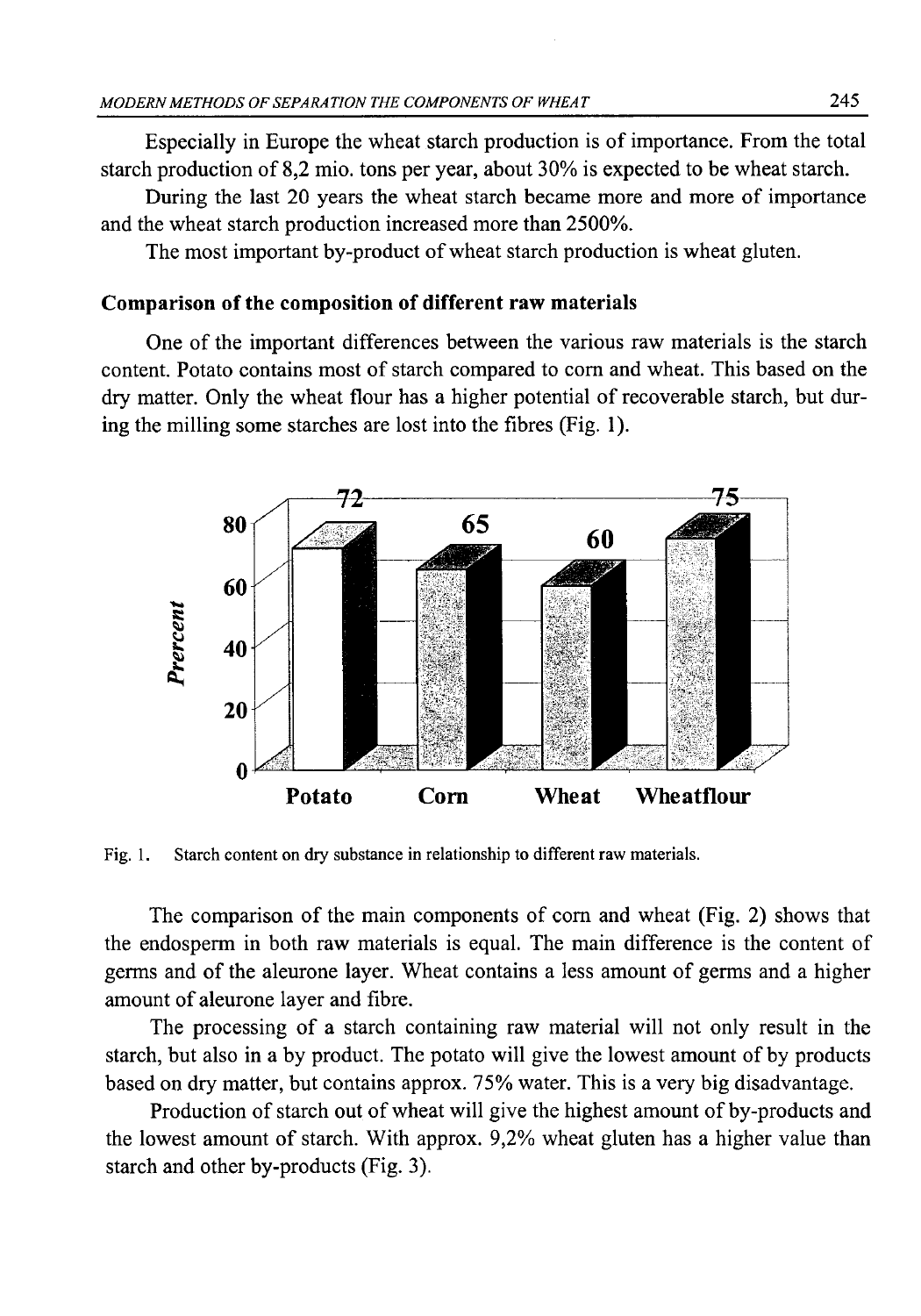Especially in Europe the wheat starch production is of importance. From the total starch production of 8,2 mio. tons per year, about 30% is expected to be wheat starch.

During the last 20 years the wheat starch became more and more of importance and the wheat starch production increased more than 2500%.

The most important by-product of wheat starch production is wheat gluten.

### Comparison of the composition of different raw materials

One of the important differences between the various raw materials is the starch content. Potato contains most of starch compared to corn and wheat. This based on the dry matter. Only the wheat flour has a higher potential of recoverable starch, but during the milling some starches are lost into the fibres (Fig. 1).

Fig. 1. Starch content on dry substance in relationship to different raw materials.

The comparison of the main components of corn and wheat (Fig. 2) shows that the endosperm in both raw materials is equal. The main difference is the content of germs and of the aleurone layer. Wheat contains a less amount of germs and a higher amount of aleurone layer and fibre.

The processing of a starch containing raw material will not only result in the starch, but also in a by product. The potato will give the lowest amount of by products based on dry matter, but contains approx. 75% water. This is a very big disadvantage.

Production of starch out of wheat will give the highest amount of by-products and the lowest amount of starch. With approx. 9,2% wheat gluten has a higher value than starch and other by-products (Fig. 3).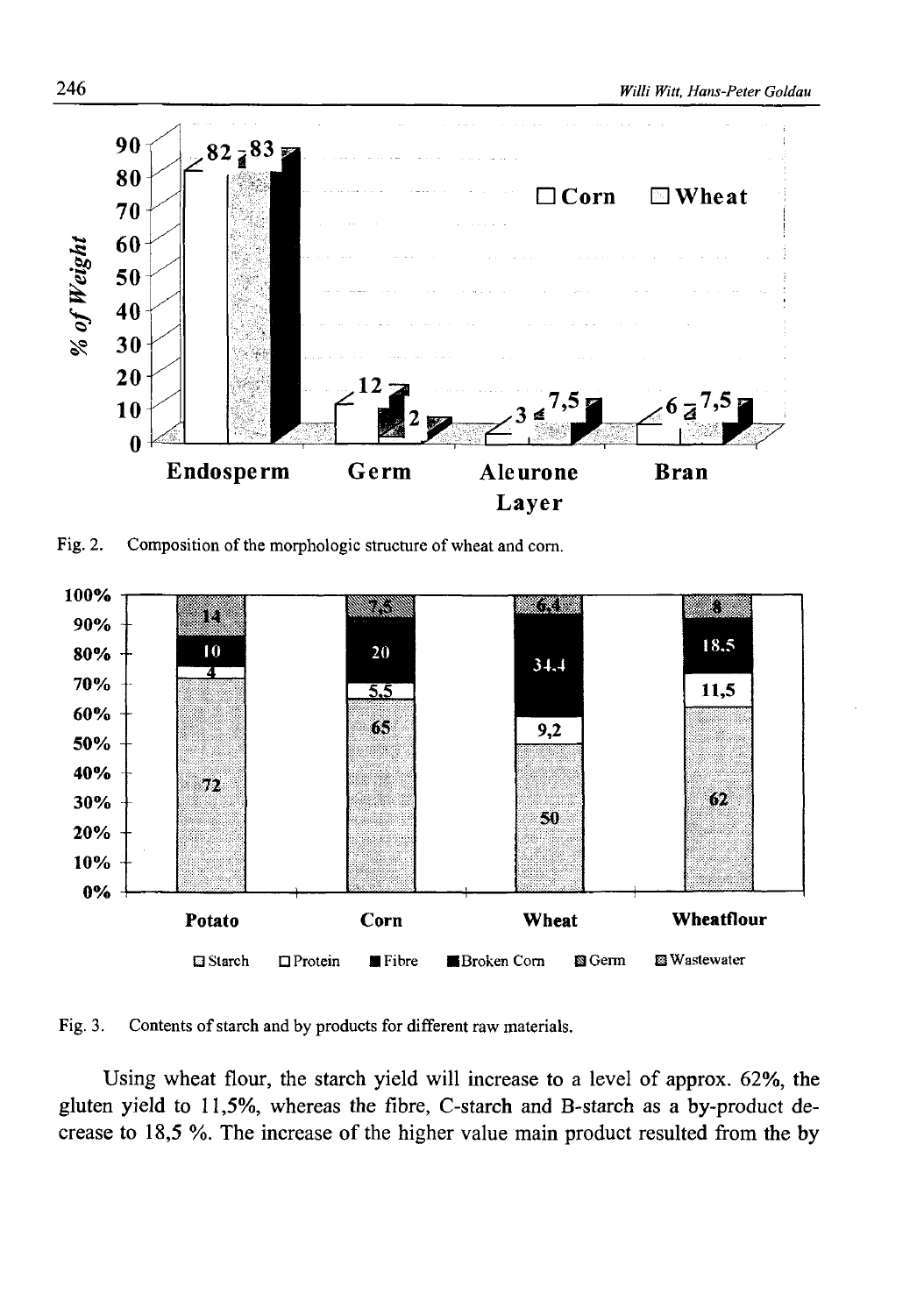Fig. 2. Composition of the morphologic structure of wheat and corn.

Fig. 3. Contents of starch and by products for different raw materials.

Using wheat flour, the starch yield will increase to a level of approx. 62%, the gluten yield to 11,5%, whereas the fibre, C-starch and B-starch as a by-product decrease to 18,5 %. The increase of the higher value main product resulted from the by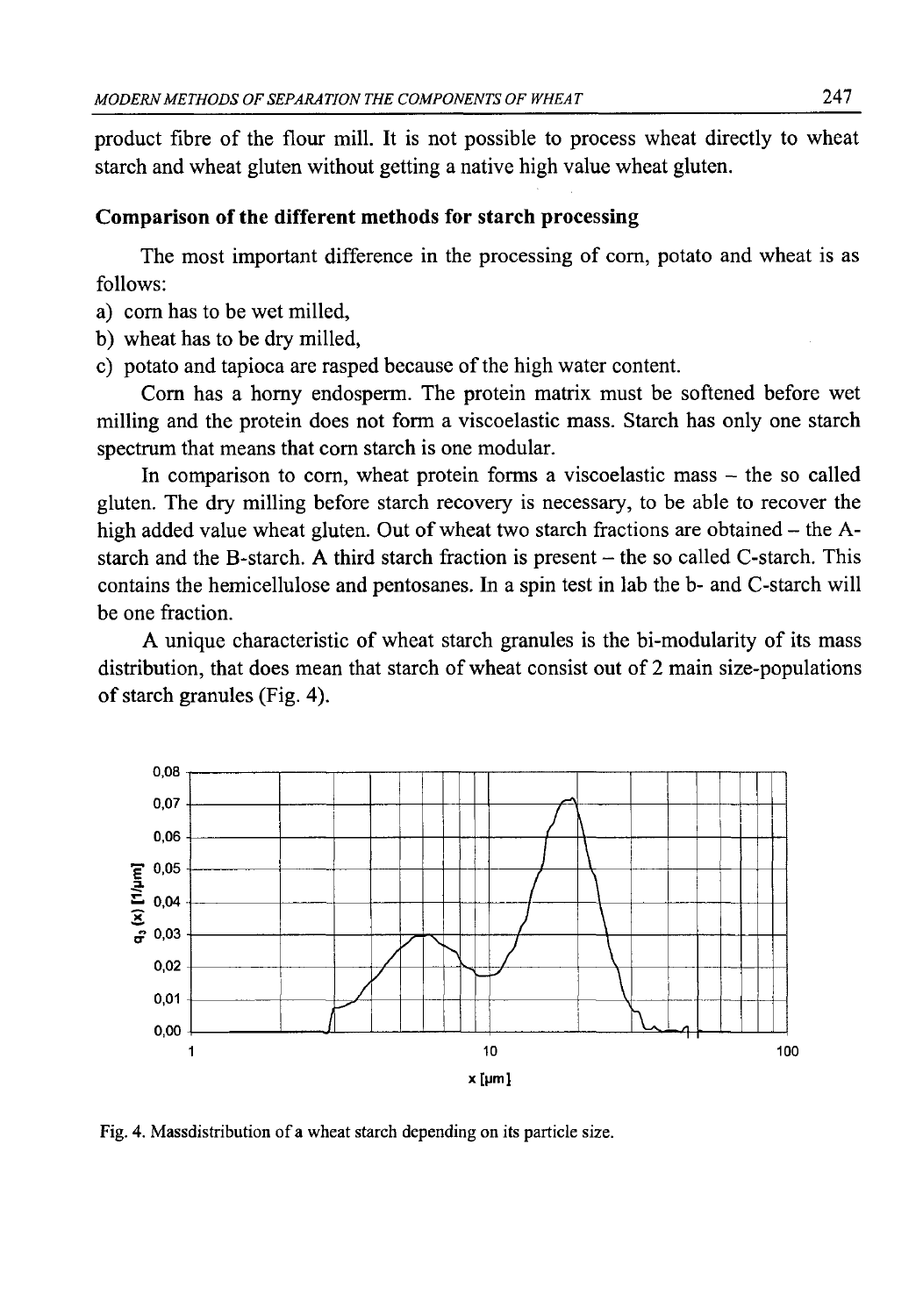product fibre of the flour mill. It is not possible to process wheat directly to wheat starch and wheat gluten without getting a native high value wheat gluten.

### Comparison of the different methods for starch processing

The most important difference in the processing of corn, potato and wheat is as follows:

a) corn has to be wet milled,
b) wheat has to be dry milled,
c) potato and tapioca are rasped because of the high water content.

Corn has a horny endosperm. The protein matrix must be softened before wet milling and the protein does not form a viscoelastic mass. Starch has only one starch spectrum that means that corn starch is one modular.

In comparison to corn, wheat protein forms a viscoelastic mass – the so called gluten. The dry milling before starch recovery is necessary, to be able to recover the high added value wheat gluten. Out of wheat two starch fractions are obtained – the A-starch and the B-starch. A third starch fraction is present – the so called C-starch. This contains the hemicellulose and pentosanes. In a spin test in lab the b- and C-starch will be one fraction.

A unique characteristic of wheat starch granules is the bi-modularity of its mass distribution, that does mean that starch of wheat consist out of 2 main size-populations of starch granules (Fig. 4).

Fig. 4. Massdistribution of a wheat starch depending on its particle size.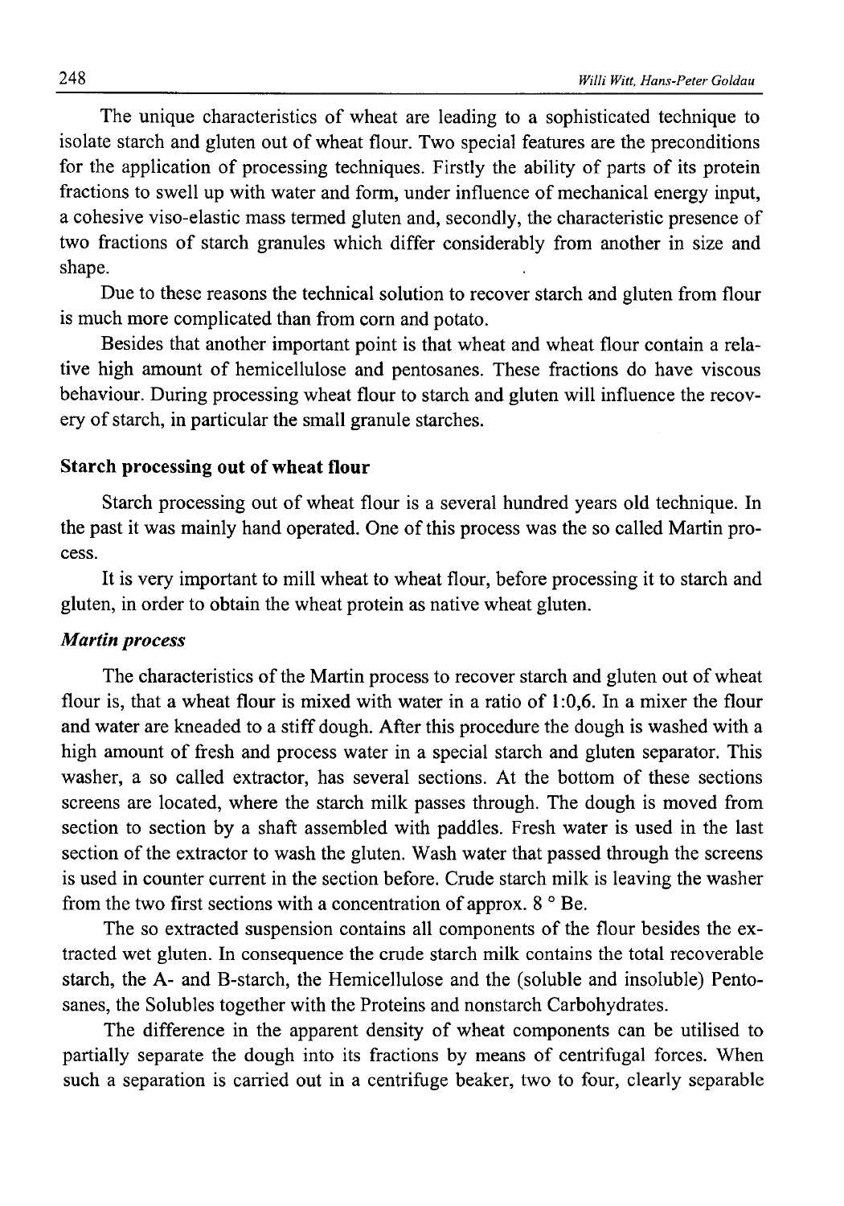The unique characteristics of wheat are leading to a sophisticated technique to isolate starch and gluten out of wheat flour. Two special features are the preconditions for the application of processing techniques. Firstly the ability of parts of its protein fractions to swell up with water and form, under influence of mechanical energy input, a cohesive viso-elastic mass termed gluten and, secondly, the characteristic presence of two fractions of starch granules which differ considerably from another in size and shape.

Due to these reasons the technical solution to recover starch and gluten from flour is much more complicated than from corn and potato.

Besides that another important point is that wheat and wheat flour contain a relative high amount of hemicellulose and pentosanes. These fractions do have viscous behaviour. During processing wheat flour to starch and gluten will influence the recovery of starch, in particular the small granule starches.

## Starch processing out of wheat flour

Starch processing out of wheat flour is a several hundred years old technique. In the past it was mainly hand operated. One of this process was the so called Martin process.

It is very important to mill wheat to wheat flour, before processing it to starch and gluten, in order to obtain the wheat protein as native wheat gluten.

### *Martin process*

The characteristics of the Martin process to recover starch and gluten out of wheat flour is, that a wheat flour is mixed with water in a ratio of 1:0,6. In a mixer the flour and water are kneaded to a stiff dough. After this procedure the dough is washed with a high amount of fresh and process water in a special starch and gluten separator. This washer, a so called extractor, has several sections. At the bottom of these sections screens are located, where the starch milk passes through. The dough is moved from section to section by a shaft assembled with paddles. Fresh water is used in the last section of the extractor to wash the gluten. Wash water that passed through the screens is used in counter current in the section before. Crude starch milk is leaving the washer from the two first sections with a concentration of approx. 8 ° Be.

The so extracted suspension contains all components of the flour besides the extracted wet gluten. In consequence the crude starch milk contains the total recoverable starch, the A- and B-starch, the Hemicellulose and the (soluble and insoluble) Pentosanes, the Solubles together with the Proteins and nonstarch Carbohydrates.

The difference in the apparent density of wheat components can be utilised to partially separate the dough into its fractions by means of centrifugal forces. When such a separation is carried out in a centrifuge beaker, two to four, clearly separable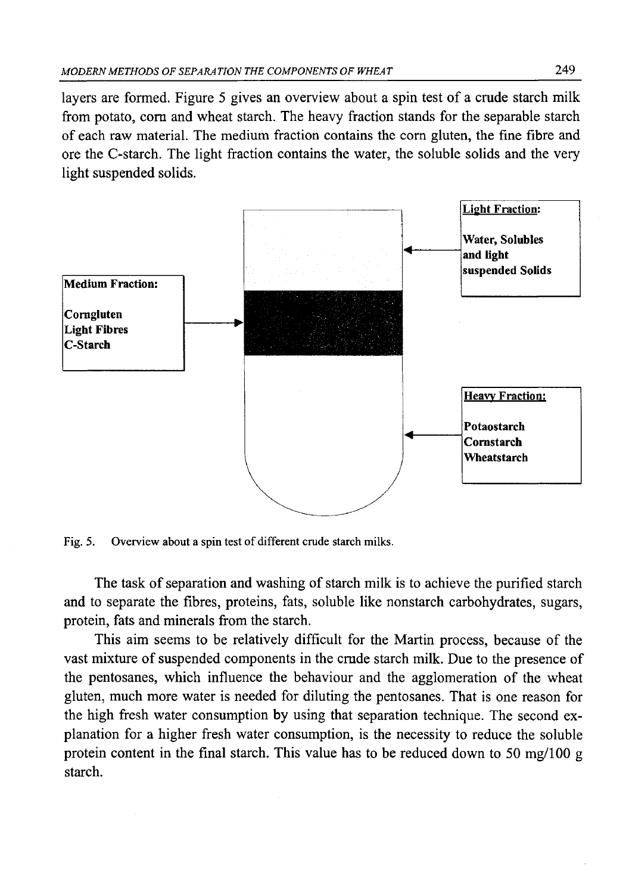layers are formed. Figure 5 gives an overview about a spin test of a crude starch milk from potato, corn and wheat starch. The heavy fraction stands for the separable starch of each raw material. The medium fraction contains the corn gluten, the fine fibre and ore the C-starch. The light fraction contains the water, the soluble solids and the very light suspended solids.

**Light Fraction:**

**Water, Solubles and light suspended Solids**

**Medium Fraction:**

**Corngluten**
**Light Fibres**
**C-Starch**

**Heavy Fraction:**

**Potaostarch**
**Cornstarch**
**Wheatstarch**

Fig. 5. Overview about a spin test of different crude starch milks.

The task of separation and washing of starch milk is to achieve the purified starch and to separate the fibres, proteins, fats, soluble like nonstarch carbohydrates, sugars, protein, fats and minerals from the starch.

This aim seems to be relatively difficult for the Martin process, because of the vast mixture of suspended components in the crude starch milk. Due to the presence of the pentosanes, which influence the behaviour and the agglomeration of the wheat gluten, much more water is needed for diluting the pentosanes. That is one reason for the high fresh water consumption by using that separation technique. The second explanation for a higher fresh water consumption, is the necessity to reduce the soluble protein content in the final starch. This value has to be reduced down to 50 mg/100 g starch.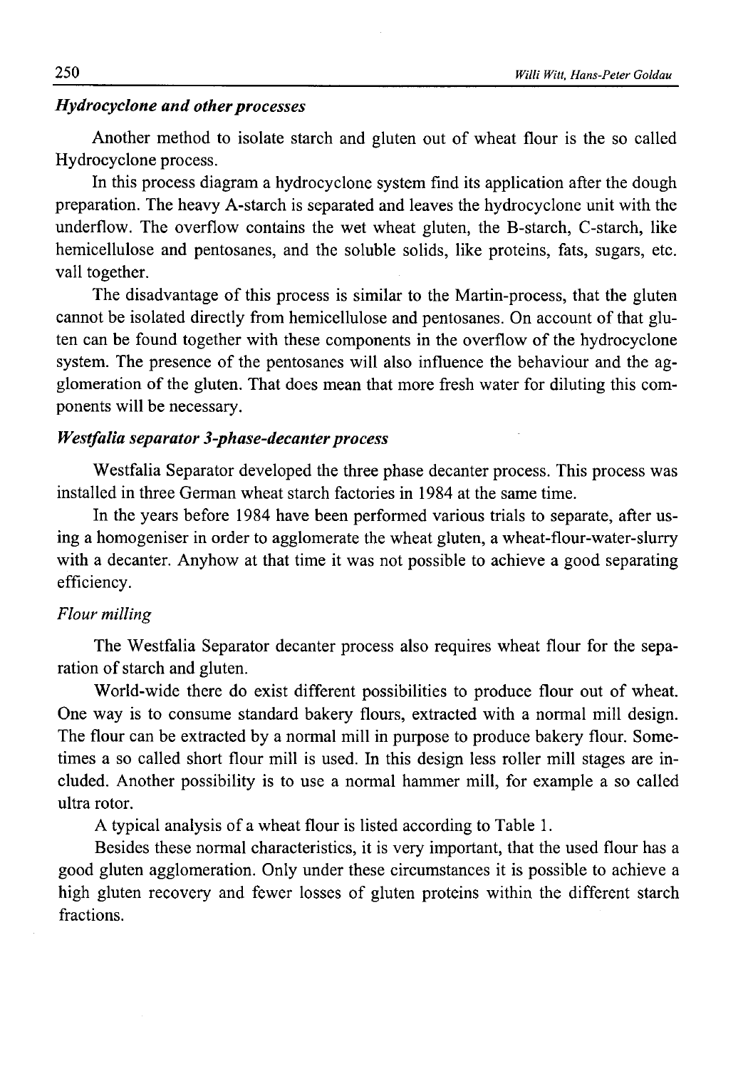### *Hydrocyclone and other processes*

Another method to isolate starch and gluten out of wheat flour is the so called Hydrocyclone process.

In this process diagram a hydrocyclone system find its application after the dough preparation. The heavy A-starch is separated and leaves the hydrocyclone unit with the underflow. The overflow contains the wet wheat gluten, the B-starch, C-starch, like hemicellulose and pentosanes, and the soluble solids, like proteins, fats, sugars, etc. vall together.

The disadvantage of this process is similar to the Martin-process, that the gluten cannot be isolated directly from hemicellulose and pentosanes. On account of that gluten can be found together with these components in the overflow of the hydrocyclone system. The presence of the pentosanes will also influence the behaviour and the agglomeration of the gluten. That does mean that more fresh water for diluting this components will be necessary.

### *Westfalia separator 3-phase-decanter process*

Westfalia Separator developed the three phase decanter process. This process was installed in three German wheat starch factories in 1984 at the same time.

In the years before 1984 have been performed various trials to separate, after using a homogeniser in order to agglomerate the wheat gluten, a wheat-flour-water-slurry with a decanter. Anyhow at that time it was not possible to achieve a good separating efficiency.

#### *Flour milling*

The Westfalia Separator decanter process also requires wheat flour for the separation of starch and gluten.

World-wide there do exist different possibilities to produce flour out of wheat. One way is to consume standard bakery flours, extracted with a normal mill design. The flour can be extracted by a normal mill in purpose to produce bakery flour. Sometimes a so called short flour mill is used. In this design less roller mill stages are included. Another possibility is to use a normal hammer mill, for example a so called ultra rotor.

A typical analysis of a wheat flour is listed according to Table 1.

Besides these normal characteristics, it is very important, that the used flour has a good gluten agglomeration. Only under these circumstances it is possible to achieve a high gluten recovery and fewer losses of gluten proteins within the different starch fractions.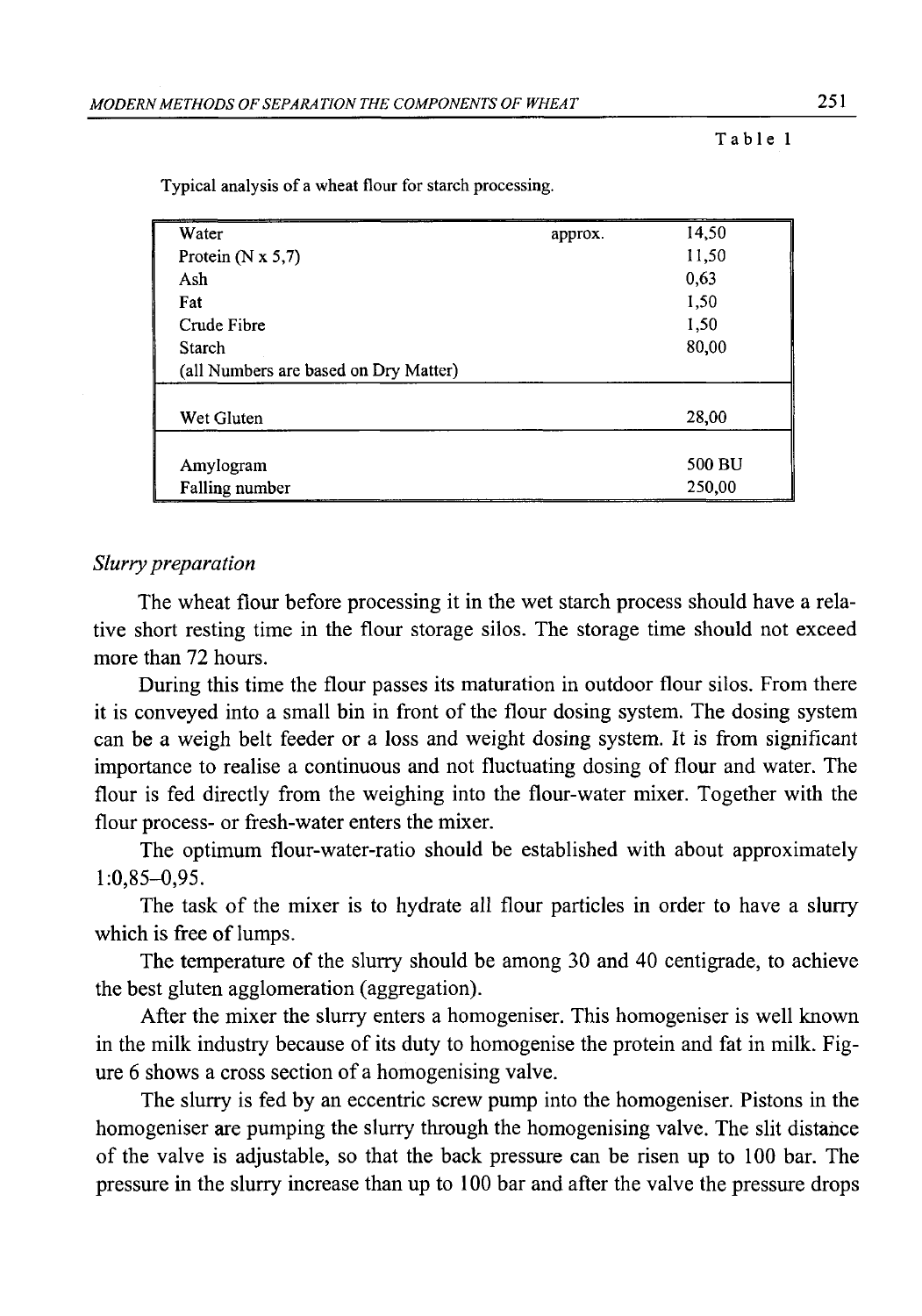Table 1

Typical analysis of a wheat flour for starch processing.

| | | |
|---|---|---|
| Water | approx. | 14,50 |
| Protein (N x 5,7) | | 11,50 |
| Ash | | 0,63 |
| Fat | | 1,50 |
| Crude Fibre | | 1,50 |
| Starch | | 80,00 |
| (all Numbers are based on Dry Matter) | | |
| Wet Gluten | | 28,00 |
| Amylogram | | 500 BU |
| Falling number | | 250,00 |

*Slurry preparation*

The wheat flour before processing it in the wet starch process should have a relative short resting time in the flour storage silos. The storage time should not exceed more than 72 hours.

During this time the flour passes its maturation in outdoor flour silos. From there it is conveyed into a small bin in front of the flour dosing system. The dosing system can be a weigh belt feeder or a loss and weight dosing system. It is from significant importance to realise a continuous and not fluctuating dosing of flour and water. The flour is fed directly from the weighing into the flour-water mixer. Together with the flour process- or fresh-water enters the mixer.

The optimum flour-water-ratio should be established with about approximately 1:0,85–0,95.

The task of the mixer is to hydrate all flour particles in order to have a slurry which is free of lumps.

The temperature of the slurry should be among 30 and 40 centigrade, to achieve the best gluten agglomeration (aggregation).

After the mixer the slurry enters a homogeniser. This homogeniser is well known in the milk industry because of its duty to homogenise the protein and fat in milk. Figure 6 shows a cross section of a homogenising valve.

The slurry is fed by an eccentric screw pump into the homogeniser. Pistons in the homogeniser are pumping the slurry through the homogenising valve. The slit distance of the valve is adjustable, so that the back pressure can be risen up to 100 bar. The pressure in the slurry increase than up to 100 bar and after the valve the pressure drops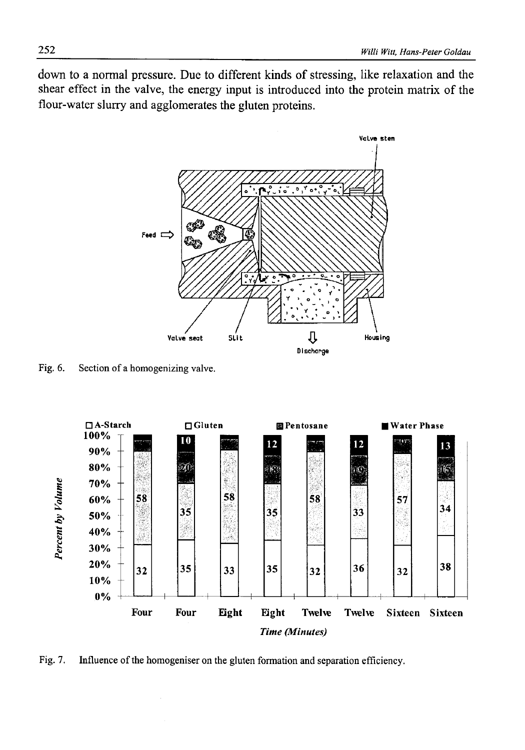down to a normal pressure. Due to different kinds of stressing, like relaxation and the shear effect in the valve, the energy input is introduced into the protein matrix of the flour-water slurry and agglomerates the gluten proteins.

Fig. 6. Section of a homogenizing valve.

Fig. 7. Influence of the homogeniser on the gluten formation and separation efficiency.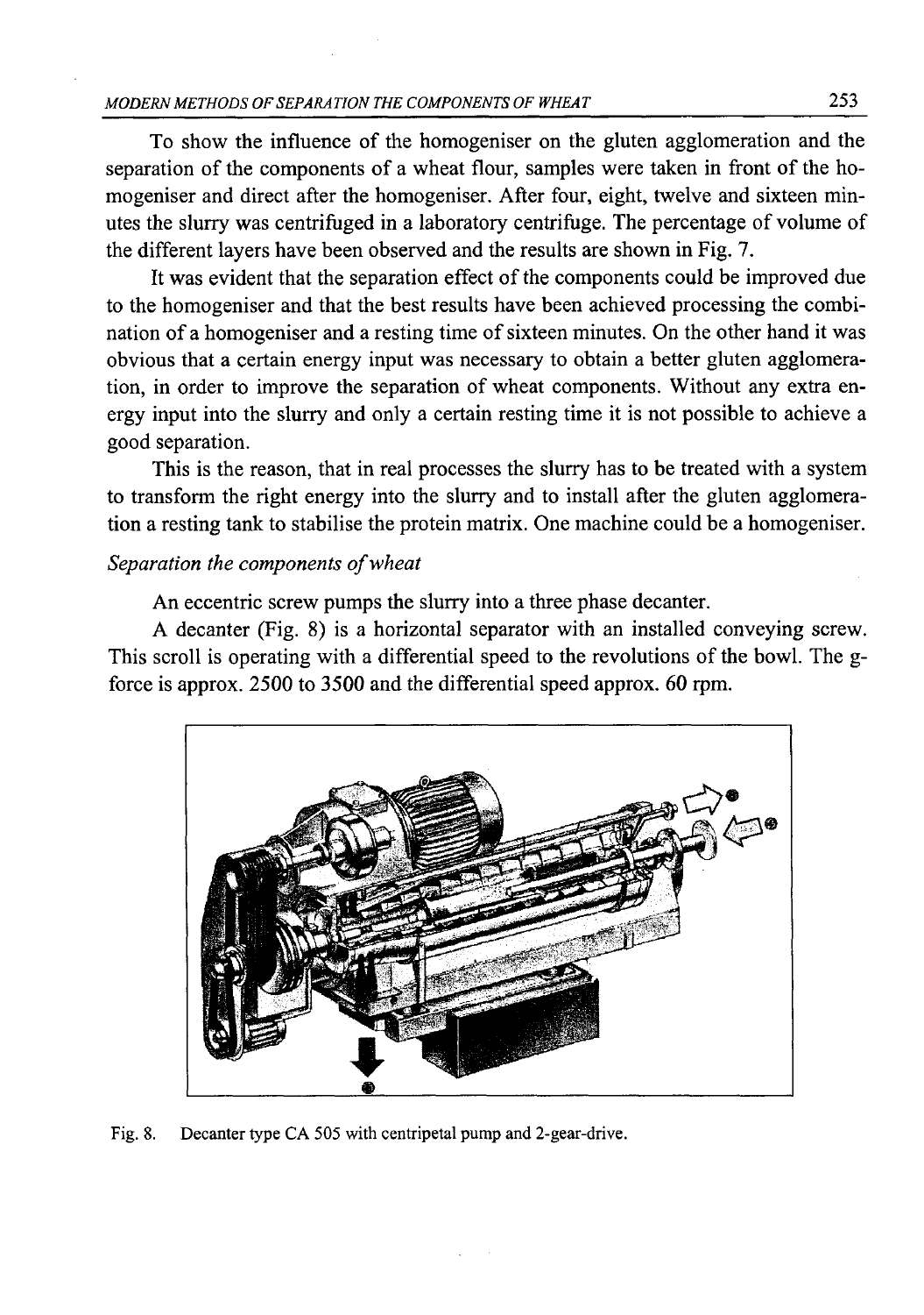To show the influence of the homogeniser on the gluten agglomeration and the separation of the components of a wheat flour, samples were taken in front of the homogeniser and direct after the homogeniser. After four, eight, twelve and sixteen minutes the slurry was centrifuged in a laboratory centrifuge. The percentage of volume of the different layers have been observed and the results are shown in Fig. 7.

It was evident that the separation effect of the components could be improved due to the homogeniser and that the best results have been achieved processing the combination of a homogeniser and a resting time of sixteen minutes. On the other hand it was obvious that a certain energy input was necessary to obtain a better gluten agglomeration, in order to improve the separation of wheat components. Without any extra energy input into the slurry and only a certain resting time it is not possible to achieve a good separation.

This is the reason, that in real processes the slurry has to be treated with a system to transform the right energy into the slurry and to install after the gluten agglomeration a resting tank to stabilise the protein matrix. One machine could be a homogeniser.

*Separation the components of wheat*

An eccentric screw pumps the slurry into a three phase decanter.

A decanter (Fig. 8) is a horizontal separator with an installed conveying screw. This scroll is operating with a differential speed to the revolutions of the bowl. The g-force is approx. 2500 to 3500 and the differential speed approx. 60 rpm.

Fig. 8. Decanter type CA 505 with centripetal pump and 2-gear-drive.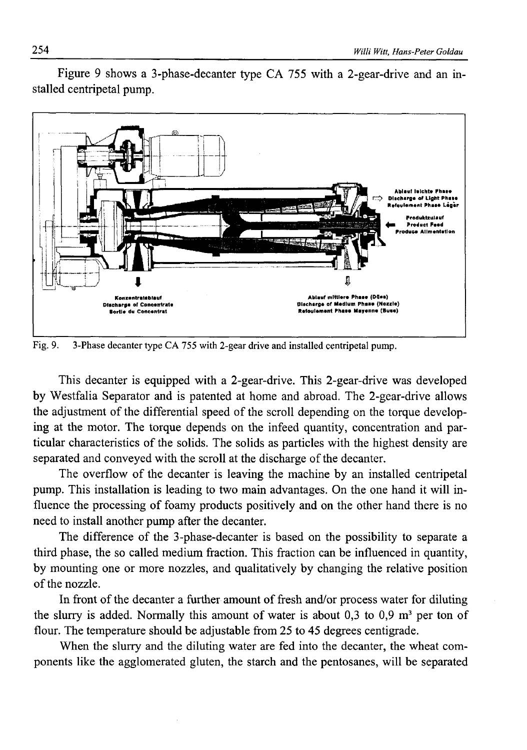Figure 9 shows a 3-phase-decanter type CA 755 with a 2-gear-drive and an installed centripetal pump.

Fig. 9. 3-Phase decanter type CA 755 with 2-gear drive and installed centripetal pump.

This decanter is equipped with a 2-gear-drive. This 2-gear-drive was developed by Westfalia Separator and is patented at home and abroad. The 2-gear-drive allows the adjustment of the differential speed of the scroll depending on the torque developing at the motor. The torque depends on the infeed quantity, concentration and particular characteristics of the solids. The solids as particles with the highest density are separated and conveyed with the scroll at the discharge of the decanter.

The overflow of the decanter is leaving the machine by an installed centripetal pump. This installation is leading to two main advantages. On the one hand it will influence the processing of foamy products positively and on the other hand there is no need to install another pump after the decanter.

The difference of the 3-phase-decanter is based on the possibility to separate a third phase, the so called medium fraction. This fraction can be influenced in quantity, by mounting one or more nozzles, and qualitatively by changing the relative position of the nozzle.

In front of the decanter a further amount of fresh and/or process water for diluting the slurry is added. Normally this amount of water is about 0,3 to 0,9 $m^3$ per ton of flour. The temperature should be adjustable from 25 to 45 degrees centigrade.

When the slurry and the diluting water are fed into the decanter, the wheat components like the agglomerated gluten, the starch and the pentosanes, will be separated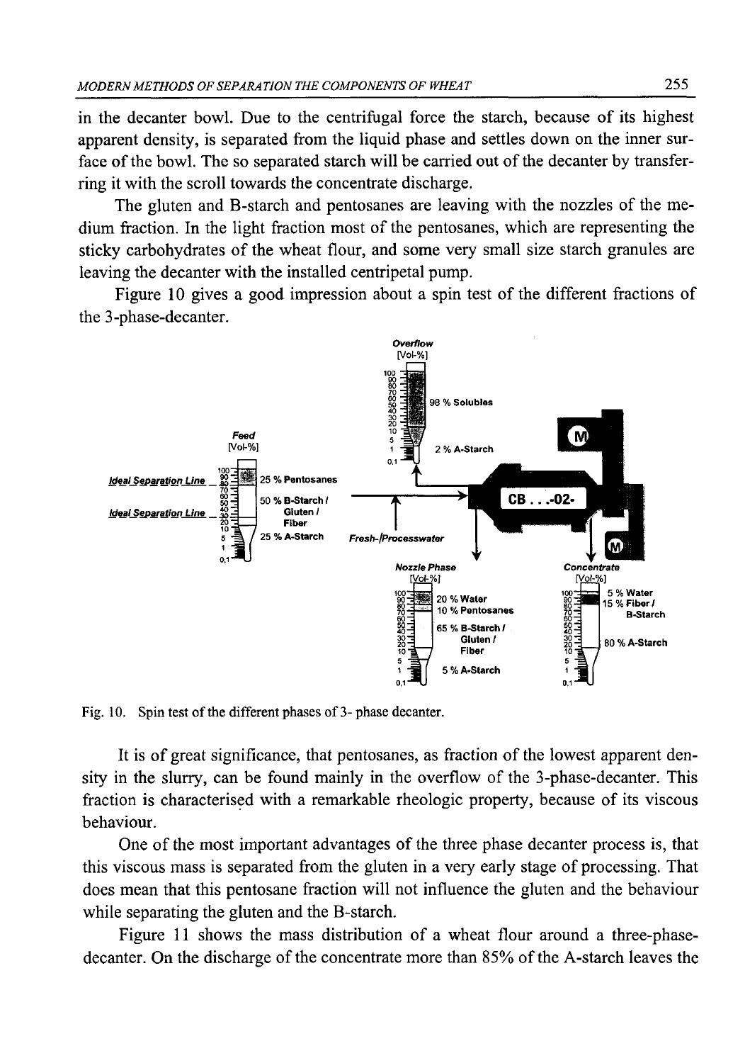in the decanter bowl. Due to the centrifugal force the starch, because of its highest apparent density, is separated from the liquid phase and settles down on the inner surface of the bowl. The so separated starch will be carried out of the decanter by transferring it with the scroll towards the concentrate discharge.

The gluten and B-starch and pentosanes are leaving with the nozzles of the medium fraction. In the light fraction most of the pentosanes, which are representing the sticky carbohydrates of the wheat flour, and some very small size starch granules are leaving the decanter with the installed centripetal pump.

Figure 10 gives a good impression about a spin test of the different fractions of the 3-phase-decanter.

Fig. 10. Spin test of the different phases of 3- phase decanter.

It is of great significance, that pentosanes, as fraction of the lowest apparent density in the slurry, can be found mainly in the overflow of the 3-phase-decanter. This fraction is characterised with a remarkable rheologic property, because of its viscous behaviour.

One of the most important advantages of the three phase decanter process is, that this viscous mass is separated from the gluten in a very early stage of processing. That does mean that this pentosane fraction will not influence the gluten and the behaviour while separating the gluten and the B-starch.

Figure 11 shows the mass distribution of a wheat flour around a three-phase-decanter. On the discharge of the concentrate more than 85% of the A-starch leaves the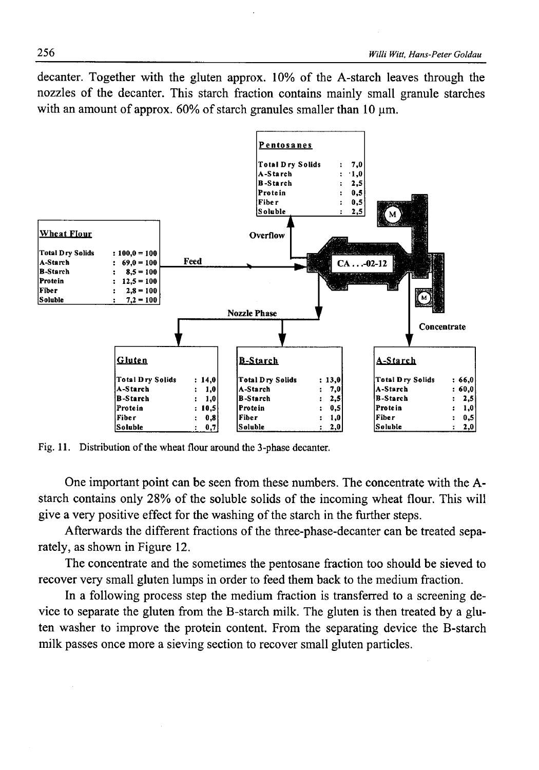decanter. Together with the gluten approx. 10% of the A-starch leaves through the nozzles of the decanter. This starch fraction contains mainly small granule starches with an amount of approx. 60% of starch granules smaller than 10 μm.

**Wheat Flour**

| | |
|---|---|
| Total Dry Solids | : 100,0 = 100 |
| A-Starch | : 69,0 = 100 |
| B-Starch | : 8,5 = 100 |
| Protein | : 12,5 = 100 |
| Fiber | : 2,8 = 100 |
| Soluble | : 7,2 = 100 |

Feed → CA . . .-02-12

Overflow → **Pentosanes**

| | |
|---|---|
| Total Dry Solids | : 7,0 |
| A-Starch | : 1,0 |
| B-Starch | : 2,5 |
| Protein | : 0,5 |
| Fiber | : 0,5 |
| Soluble | : 2,5 |

Nozzle Phase → **Gluten**

| | |
|---|---|
| Total Dry Solids | : 14,0 |
| A-Starch | : 1,0 |
| B-Starch | : 1,0 |
| Protein | : 10,5 |
| Fiber | : 0,8 |
| Soluble | : 0,7 |

Nozzle Phase → **B-Starch**

| | |
|---|---|
| Total Dry Solids | : 13,0 |
| A-Starch | : 7,0 |
| B-Starch | : 2,5 |
| Protein | : 0,5 |
| Fiber | : 1,0 |
| Soluble | : 2,0 |

Concentrate → **A-Starch**

| | |
|---|---|
| Total Dry Solids | : 66,0 |
| A-Starch | : 60,0 |
| B-Starch | : 2,5 |
| Protein | : 1,0 |
| Fiber | : 0,5 |
| Soluble | : 2,0 |

Fig. 11. Distribution of the wheat flour around the 3-phase decanter.

One important point can be seen from these numbers. The concentrate with the A-starch contains only 28% of the soluble solids of the incoming wheat flour. This will give a very positive effect for the washing of the starch in the further steps.

Afterwards the different fractions of the three-phase-decanter can be treated separately, as shown in Figure 12.

The concentrate and the sometimes the pentosane fraction too should be sieved to recover very small gluten lumps in order to feed them back to the medium fraction.

In a following process step the medium fraction is transferred to a screening device to separate the gluten from the B-starch milk. The gluten is then treated by a gluten washer to improve the protein content. From the separating device the B-starch milk passes once more a sieving section to recover small gluten particles.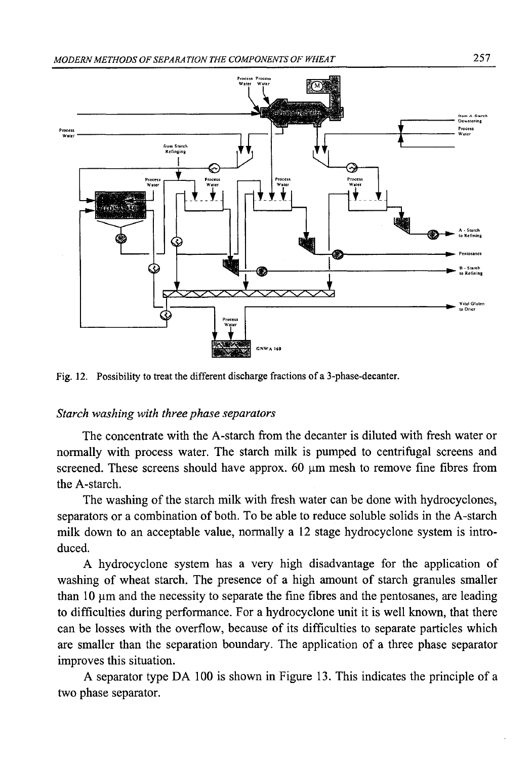Fig. 12. Possibility to treat the different discharge fractions of a 3-phase-decanter.

*Starch washing with three phase separators*

The concentrate with the A-starch from the decanter is diluted with fresh water or normally with process water. The starch milk is pumped to centrifugal screens and screened. These screens should have approx. 60 μm mesh to remove fine fibres from the A-starch.

The washing of the starch milk with fresh water can be done with hydrocyclones, separators or a combination of both. To be able to reduce soluble solids in the A-starch milk down to an acceptable value, normally a 12 stage hydrocyclone system is introduced.

A hydrocyclone system has a very high disadvantage for the application of washing of wheat starch. The presence of a high amount of starch granules smaller than 10 μm and the necessity to separate the fine fibres and the pentosanes, are leading to difficulties during performance. For a hydrocyclone unit it is well known, that there can be losses with the overflow, because of its difficulties to separate particles which are smaller than the separation boundary. The application of a three phase separator improves this situation.

A separator type DA 100 is shown in Figure 13. This indicates the principle of a two phase separator.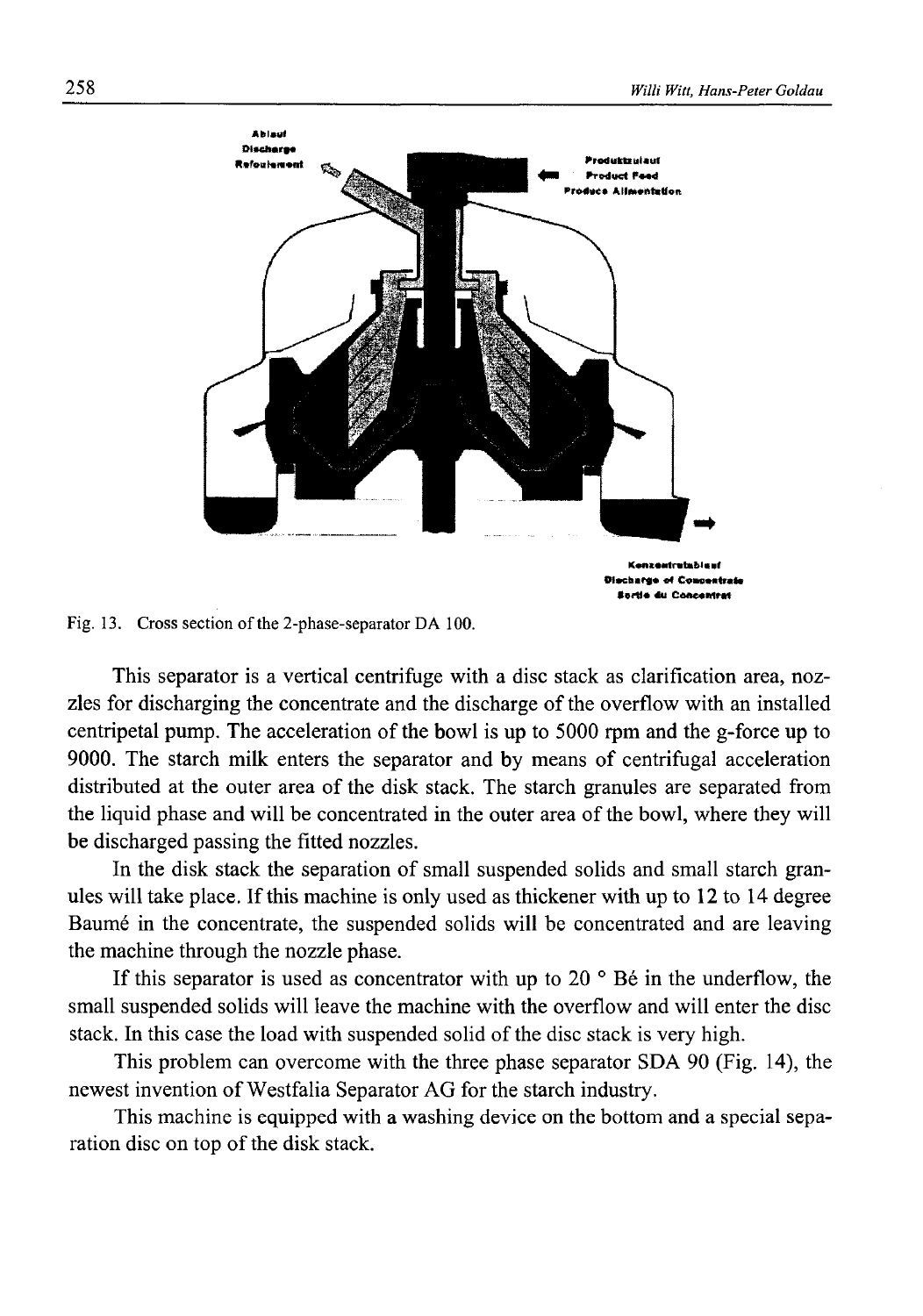Fig. 13. Cross section of the 2-phase-separator DA 100.

This separator is a vertical centrifuge with a disc stack as clarification area, nozzles for discharging the concentrate and the discharge of the overflow with an installed centripetal pump. The acceleration of the bowl is up to 5000 rpm and the g-force up to 9000. The starch milk enters the separator and by means of centrifugal acceleration distributed at the outer area of the disk stack. The starch granules are separated from the liquid phase and will be concentrated in the outer area of the bowl, where they will be discharged passing the fitted nozzles.

In the disk stack the separation of small suspended solids and small starch granules will take place. If this machine is only used as thickener with up to 12 to 14 degree Baumé in the concentrate, the suspended solids will be concentrated and are leaving the machine through the nozzle phase.

If this separator is used as concentrator with up to 20 ° Bé in the underflow, the small suspended solids will leave the machine with the overflow and will enter the disc stack. In this case the load with suspended solid of the disc stack is very high.

This problem can overcome with the three phase separator SDA 90 (Fig. 14), the newest invention of Westfalia Separator AG for the starch industry.

This machine is equipped with a washing device on the bottom and a special separation disc on top of the disk stack.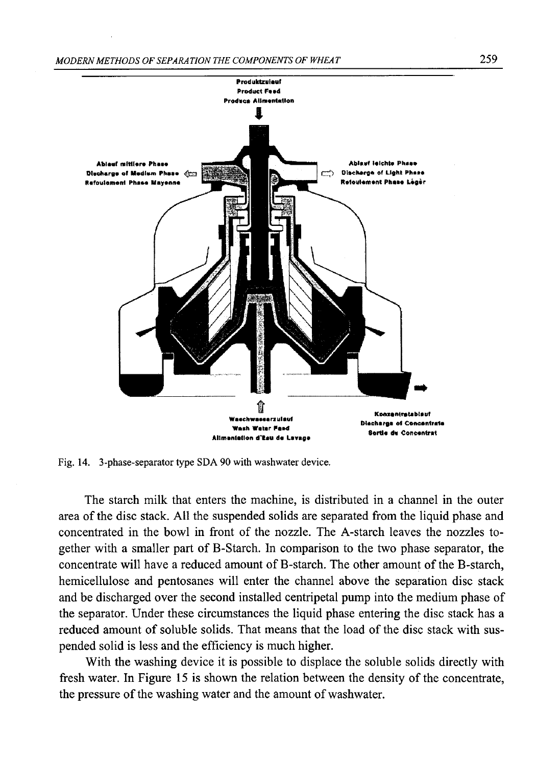Fig. 14. 3-phase-separator type SDA 90 with washwater device.

The starch milk that enters the machine, is distributed in a channel in the outer area of the disc stack. All the suspended solids are separated from the liquid phase and concentrated in the bowl in front of the nozzle. The A-starch leaves the nozzles together with a smaller part of B-Starch. In comparison to the two phase separator, the concentrate will have a reduced amount of B-starch. The other amount of the B-starch, hemicellulose and pentosanes will enter the channel above the separation disc stack and be discharged over the second installed centripetal pump into the medium phase of the separator. Under these circumstances the liquid phase entering the disc stack has a reduced amount of soluble solids. That means that the load of the disc stack with suspended solid is less and the efficiency is much higher.

With the washing device it is possible to displace the soluble solids directly with fresh water. In Figure 15 is shown the relation between the density of the concentrate, the pressure of the washing water and the amount of washwater.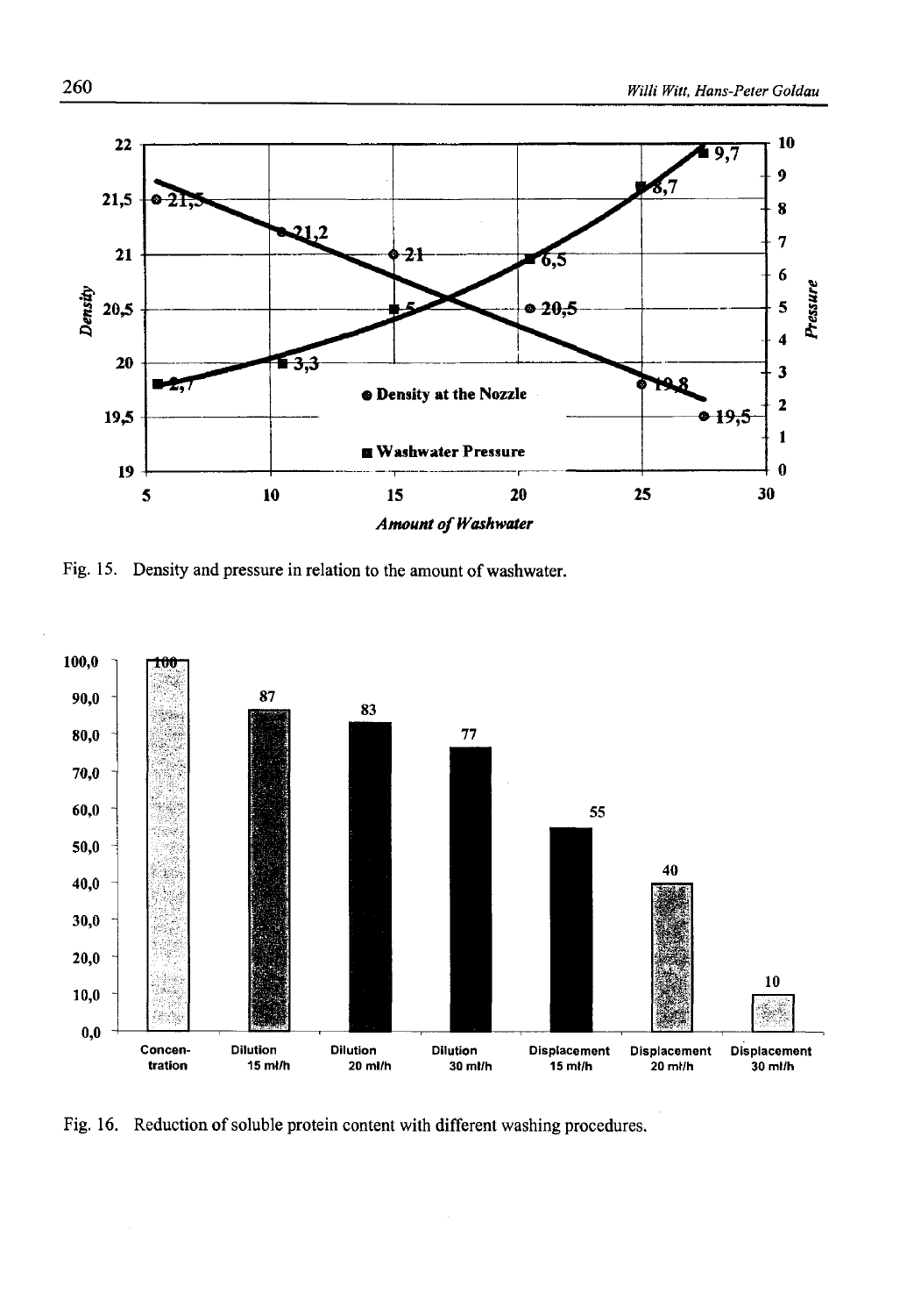Fig. 15. Density and pressure in relation to the amount of washwater.

Fig. 16. Reduction of soluble protein content with different washing procedures.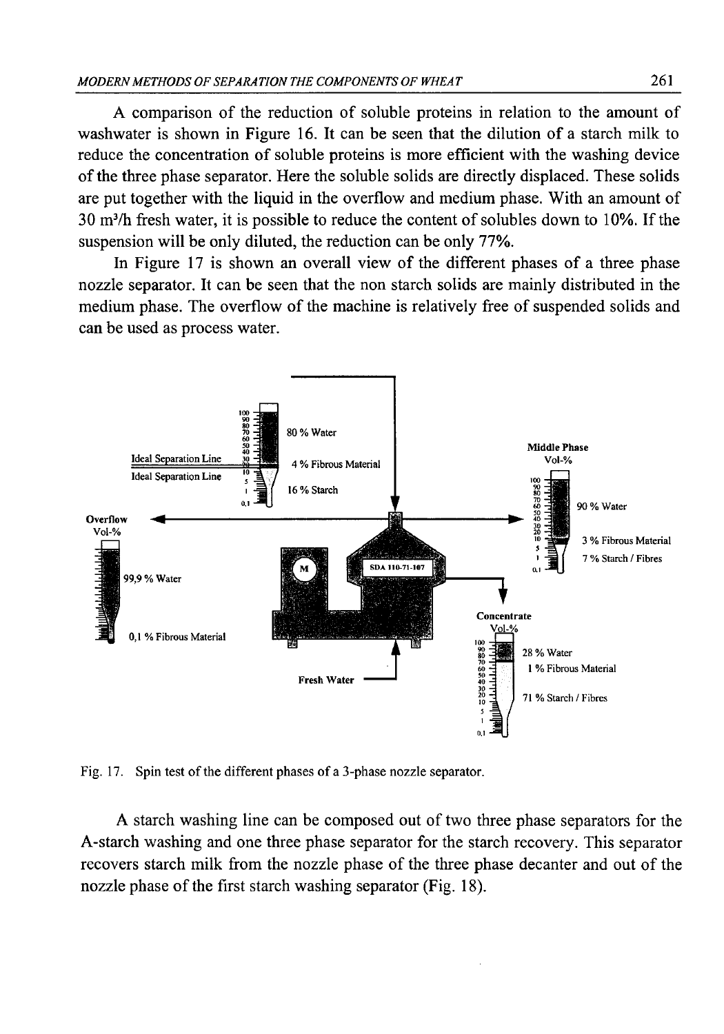A comparison of the reduction of soluble proteins in relation to the amount of washwater is shown in Figure 16. It can be seen that the dilution of a starch milk to reduce the concentration of soluble proteins is more efficient with the washing device of the three phase separator. Here the soluble solids are directly displaced. These solids are put together with the liquid in the overflow and medium phase. With an amount of 30 m³/h fresh water, it is possible to reduce the content of solubles down to 10%. If the suspension will be only diluted, the reduction can be only 77%.

In Figure 17 is shown an overall view of the different phases of a three phase nozzle separator. It can be seen that the non starch solids are mainly distributed in the medium phase. The overflow of the machine is relatively free of suspended solids and can be used as process water.

Fig. 17. Spin test of the different phases of a 3-phase nozzle separator.

A starch washing line can be composed out of two three phase separators for the A-starch washing and one three phase separator for the starch recovery. This separator recovers starch milk from the nozzle phase of the three phase decanter and out of the nozzle phase of the first starch washing separator (Fig. 18).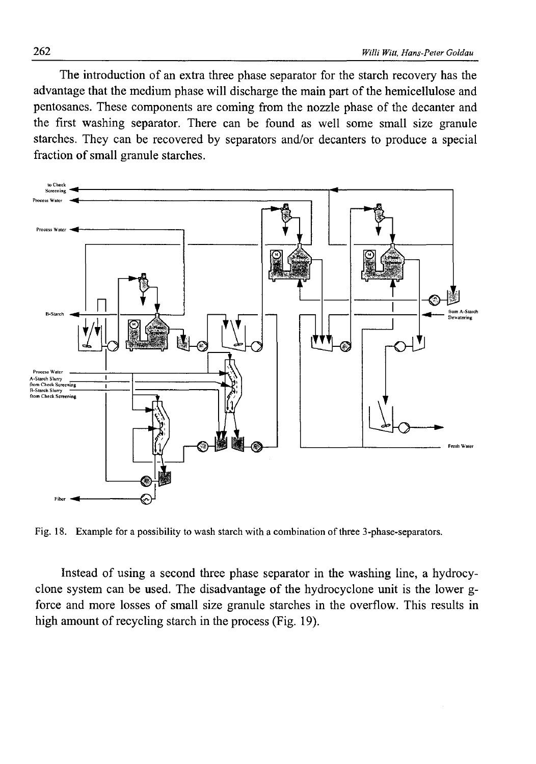The introduction of an extra three phase separator for the starch recovery has the advantage that the medium phase will discharge the main part of the hemicellulose and pentosanes. These components are coming from the nozzle phase of the decanter and the first washing separator. There can be found as well some small size granule starches. They can be recovered by separators and/or decanters to produce a special fraction of small granule starches.

Fig. 18. Example for a possibility to wash starch with a combination of three 3-phase-separators.

Instead of using a second three phase separator in the washing line, a hydrocyclone system can be used. The disadvantage of the hydrocyclone unit is the lower g-force and more losses of small size granule starches in the overflow. This results in high amount of recycling starch in the process (Fig. 19).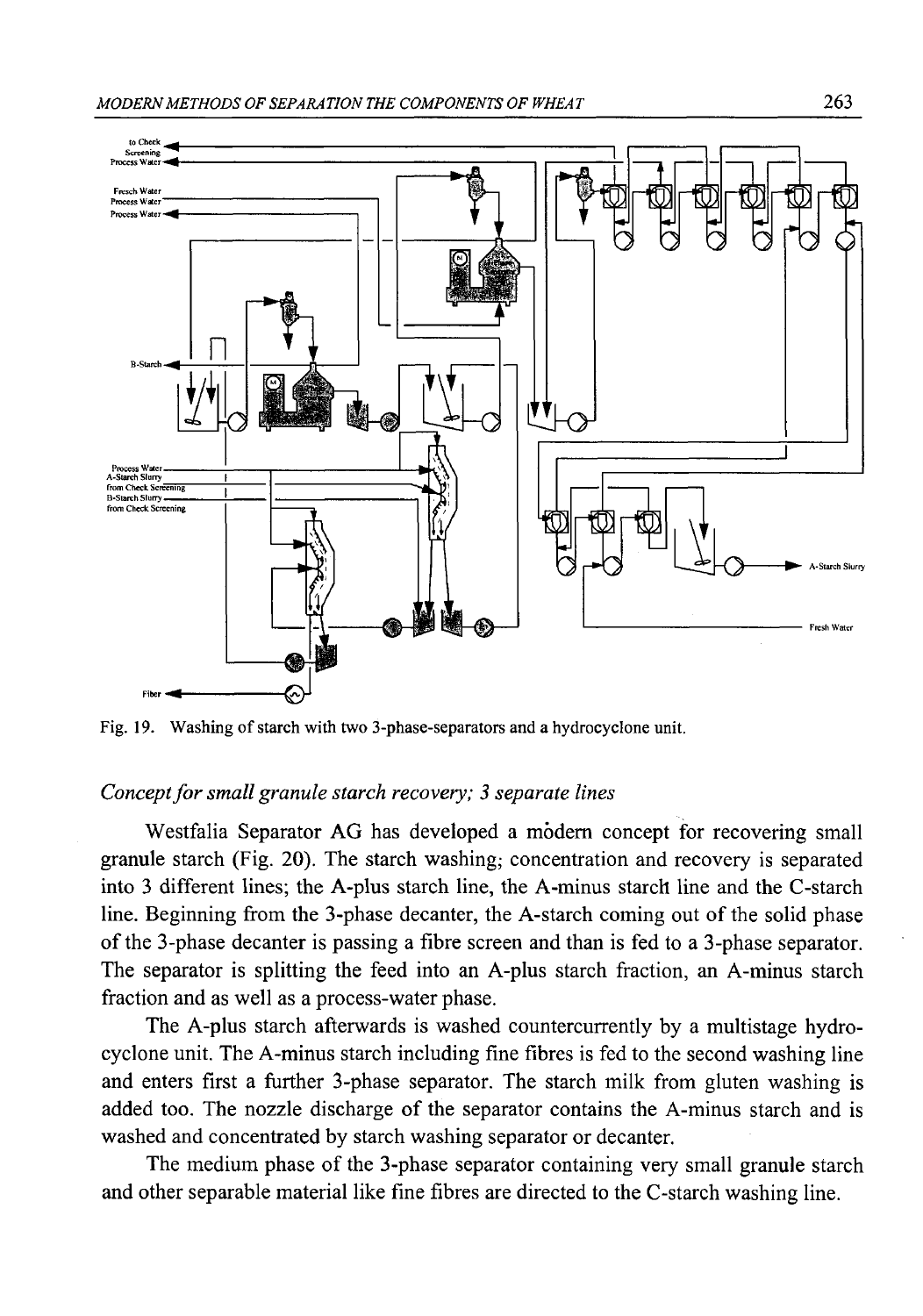Fig. 19. Washing of starch with two 3-phase-separators and a hydrocyclone unit.

*Concept for small granule starch recovery; 3 separate lines*

Westfalia Separator AG has developed a modern concept for recovering small granule starch (Fig. 20). The starch washing; concentration and recovery is separated into 3 different lines; the A-plus starch line, the A-minus starch line and the C-starch line. Beginning from the 3-phase decanter, the A-starch coming out of the solid phase of the 3-phase decanter is passing a fibre screen and than is fed to a 3-phase separator. The separator is splitting the feed into an A-plus starch fraction, an A-minus starch fraction and as well as a process-water phase.

The A-plus starch afterwards is washed countercurrently by a multistage hydrocyclone unit. The A-minus starch including fine fibres is fed to the second washing line and enters first a further 3-phase separator. The starch milk from gluten washing is added too. The nozzle discharge of the separator contains the A-minus starch and is washed and concentrated by starch washing separator or decanter.

The medium phase of the 3-phase separator containing very small granule starch and other separable material like fine fibres are directed to the C-starch washing line.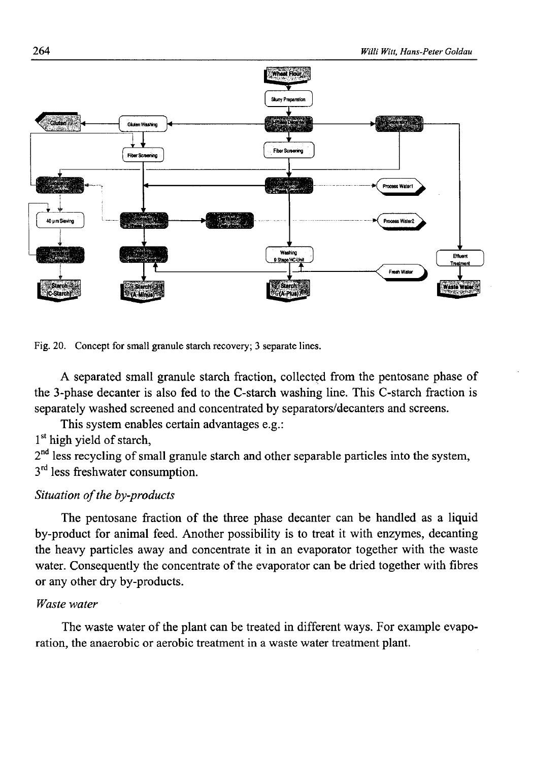Fig. 20. Concept for small granule starch recovery; 3 separate lines.

A separated small granule starch fraction, collected from the pentosane phase of the 3-phase decanter is also fed to the C-starch washing line. This C-starch fraction is separately washed screened and concentrated by separators/decanters and screens.

This system enables certain advantages e.g.:

1st high yield of starch,

2nd less recycling of small granule starch and other separable particles into the system,

3rd less freshwater consumption.

*Situation of the by-products*

The pentosane fraction of the three phase decanter can be handled as a liquid by-product for animal feed. Another possibility is to treat it with enzymes, decanting the heavy particles away and concentrate it in an evaporator together with the waste water. Consequently the concentrate of the evaporator can be dried together with fibres or any other dry by-products.

*Waste water*

The waste water of the plant can be treated in different ways. For example evaporation, the anaerobic or aerobic treatment in a waste water treatment plant.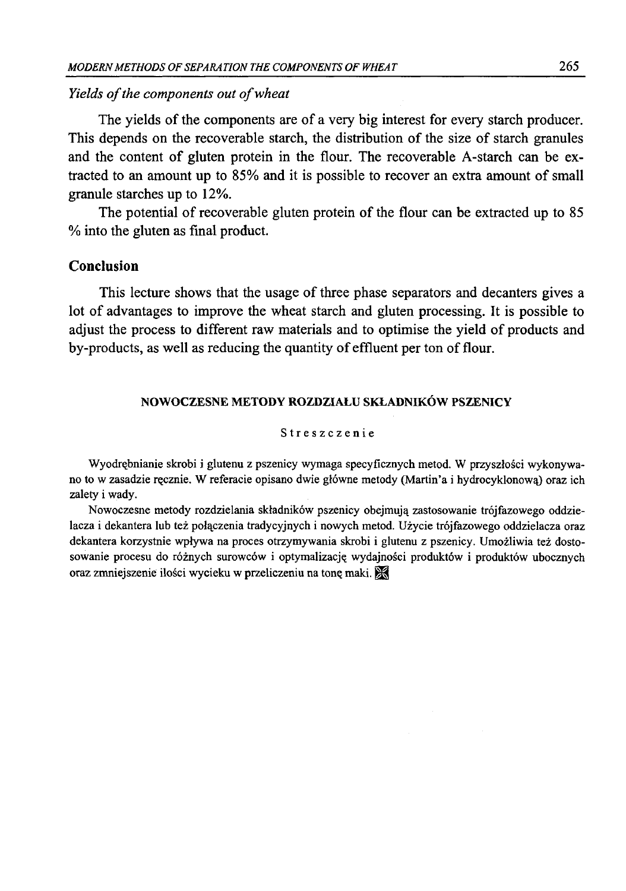*Yields of the components out of wheat*

The yields of the components are of a very big interest for every starch producer. This depends on the recoverable starch, the distribution of the size of starch granules and the content of gluten protein in the flour. The recoverable A-starch can be extracted to an amount up to 85% and it is possible to recover an extra amount of small granule starches up to 12%.

The potential of recoverable gluten protein of the flour can be extracted up to 85 % into the gluten as final product.

## Conclusion

This lecture shows that the usage of three phase separators and decanters gives a lot of advantages to improve the wheat starch and gluten processing. It is possible to adjust the process to different raw materials and to optimise the yield of products and by-products, as well as reducing the quantity of effluent per ton of flour.

### NOWOCZESNE METODY ROZDZIAŁU SKŁADNIKÓW PSZENICY

Streszczenie

Wyodrębnianie skrobi i glutenu z pszenicy wymaga specyficznych metod. W przyszłości wykonywano to w zasadzie ręcznie. W referacie opisano dwie główne metody (Martin'a i hydrocyklonową) oraz ich zalety i wady.

Nowoczesne metody rozdzielania składników pszenicy obejmują zastosowanie trójfazowego oddzielacza i dekantera lub też połączenia tradycyjnych i nowych metod. Użycie trójfazowego oddzielacza oraz dekantera korzystnie wpływa na proces otrzymywania skrobi i glutenu z pszenicy. Umożliwia też dostosowanie procesu do różnych surowców i optymalizację wydajności produktów i produktów ubocznych oraz zmniejszenie ilości wycieku w przeliczeniu na tonę maki.